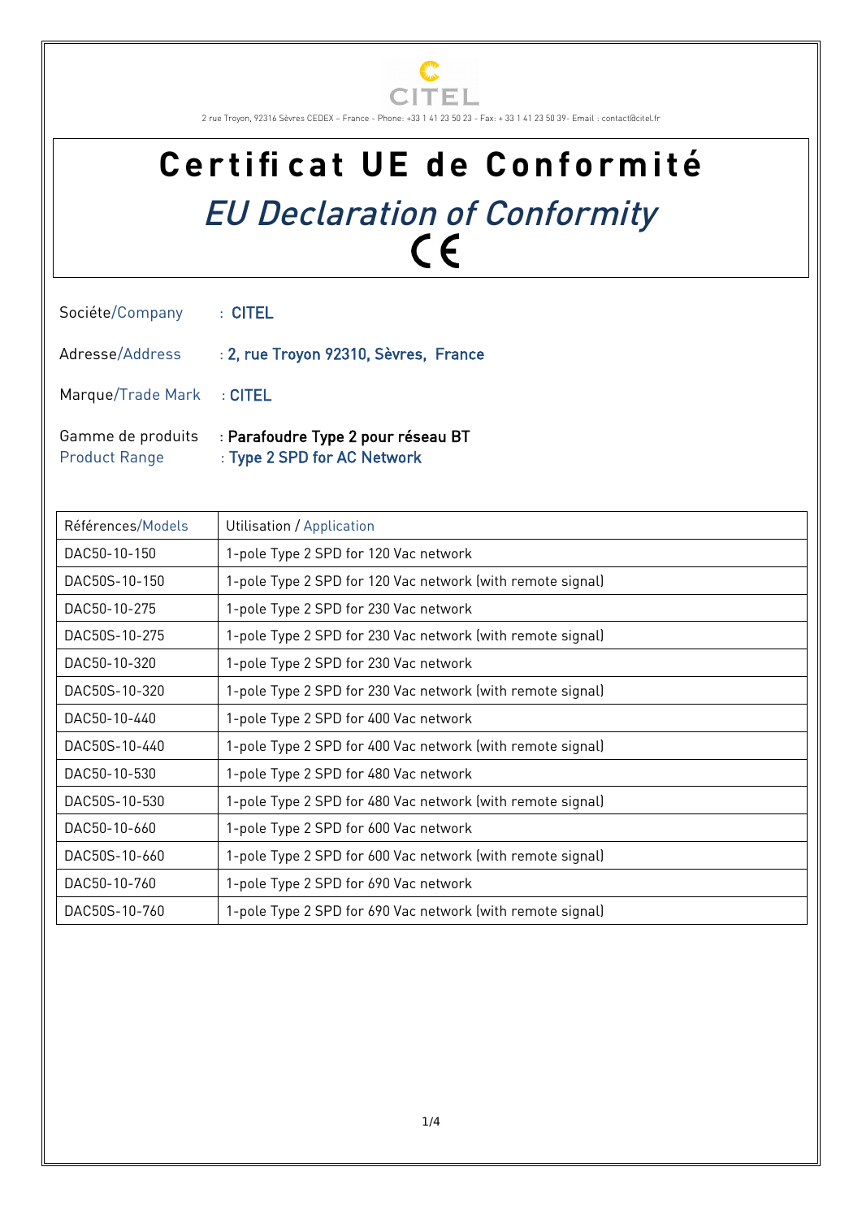CITEL

2 rue Troyon, 92316 Sèvres CEDEX – France - Phone: +33 1 41 23 50 23 - Fax: + 33 1 41 23 50 39- Email : contact@citel.fr

# Certificat UE de Conformité

## *EU Declaration of Conformity*

CE

Sociéte/Company : CITEL

Adresse/Address : 2, rue Troyon 92310, Sèvres, France

Marque/Trade Mark : CITEL

Gamme de produits / Product Range : Parafoudre Type 2 pour réseau BT / Type 2 SPD for AC Network

| Références/Models | Utilisation / Application |
|---|---|
| DAC50-10-150 | 1-pole Type 2 SPD for 120 Vac network |
| DAC50S-10-150 | 1-pole Type 2 SPD for 120 Vac network (with remote signal) |
| DAC50-10-275 | 1-pole Type 2 SPD for 230 Vac network |
| DAC50S-10-275 | 1-pole Type 2 SPD for 230 Vac network (with remote signal) |
| DAC50-10-320 | 1-pole Type 2 SPD for 230 Vac network |
| DAC50S-10-320 | 1-pole Type 2 SPD for 230 Vac network (with remote signal) |
| DAC50-10-440 | 1-pole Type 2 SPD for 400 Vac network |
| DAC50S-10-440 | 1-pole Type 2 SPD for 400 Vac network (with remote signal) |
| DAC50-10-530 | 1-pole Type 2 SPD for 480 Vac network |
| DAC50S-10-530 | 1-pole Type 2 SPD for 480 Vac network (with remote signal) |
| DAC50-10-660 | 1-pole Type 2 SPD for 600 Vac network |
| DAC50S-10-660 | 1-pole Type 2 SPD for 600 Vac network (with remote signal) |
| DAC50-10-760 | 1-pole Type 2 SPD for 690 Vac network |
| DAC50S-10-760 | 1-pole Type 2 SPD for 690 Vac network (with remote signal) |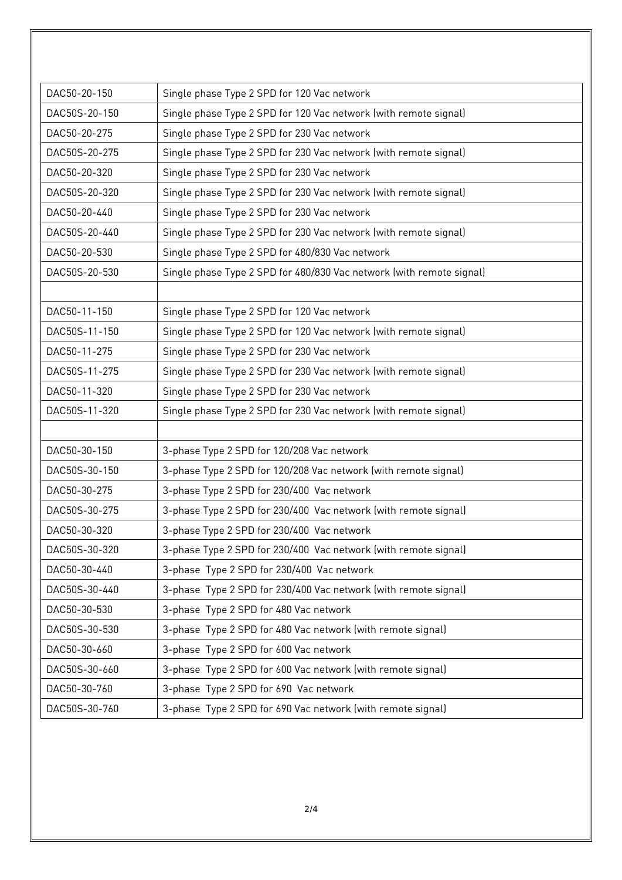| DAC50-20-150 | Single phase Type 2 SPD for 120 Vac network |
|---|---|
| DAC50S-20-150 | Single phase Type 2 SPD for 120 Vac network (with remote signal) |
| DAC50-20-275 | Single phase Type 2 SPD for 230 Vac network |
| DAC50S-20-275 | Single phase Type 2 SPD for 230 Vac network (with remote signal) |
| DAC50-20-320 | Single phase Type 2 SPD for 230 Vac network |
| DAC50S-20-320 | Single phase Type 2 SPD for 230 Vac network (with remote signal) |
| DAC50-20-440 | Single phase Type 2 SPD for 230 Vac network |
| DAC50S-20-440 | Single phase Type 2 SPD for 230 Vac network (with remote signal) |
| DAC50-20-530 | Single phase Type 2 SPD for 480/830 Vac network |
| DAC50S-20-530 | Single phase Type 2 SPD for 480/830 Vac network (with remote signal) |
| | |
| DAC50-11-150 | Single phase Type 2 SPD for 120 Vac network |
| DAC50S-11-150 | Single phase Type 2 SPD for 120 Vac network (with remote signal) |
| DAC50-11-275 | Single phase Type 2 SPD for 230 Vac network |
| DAC50S-11-275 | Single phase Type 2 SPD for 230 Vac network (with remote signal) |
| DAC50-11-320 | Single phase Type 2 SPD for 230 Vac network |
| DAC50S-11-320 | Single phase Type 2 SPD for 230 Vac network (with remote signal) |
| | |
| DAC50-30-150 | 3-phase Type 2 SPD for 120/208 Vac network |
| DAC50S-30-150 | 3-phase Type 2 SPD for 120/208 Vac network (with remote signal) |
| DAC50-30-275 | 3-phase Type 2 SPD for 230/400 Vac network |
| DAC50S-30-275 | 3-phase Type 2 SPD for 230/400 Vac network (with remote signal) |
| DAC50-30-320 | 3-phase Type 2 SPD for 230/400 Vac network |
| DAC50S-30-320 | 3-phase Type 2 SPD for 230/400 Vac network (with remote signal) |
| DAC50-30-440 | 3-phase Type 2 SPD for 230/400 Vac network |
| DAC50S-30-440 | 3-phase Type 2 SPD for 230/400 Vac network (with remote signal) |
| DAC50-30-530 | 3-phase Type 2 SPD for 480 Vac network |
| DAC50S-30-530 | 3-phase Type 2 SPD for 480 Vac network (with remote signal) |
| DAC50-30-660 | 3-phase Type 2 SPD for 600 Vac network |
| DAC50S-30-660 | 3-phase Type 2 SPD for 600 Vac network (with remote signal) |
| DAC50-30-760 | 3-phase Type 2 SPD for 690 Vac network |
| DAC50S-30-760 | 3-phase Type 2 SPD for 690 Vac network (with remote signal) |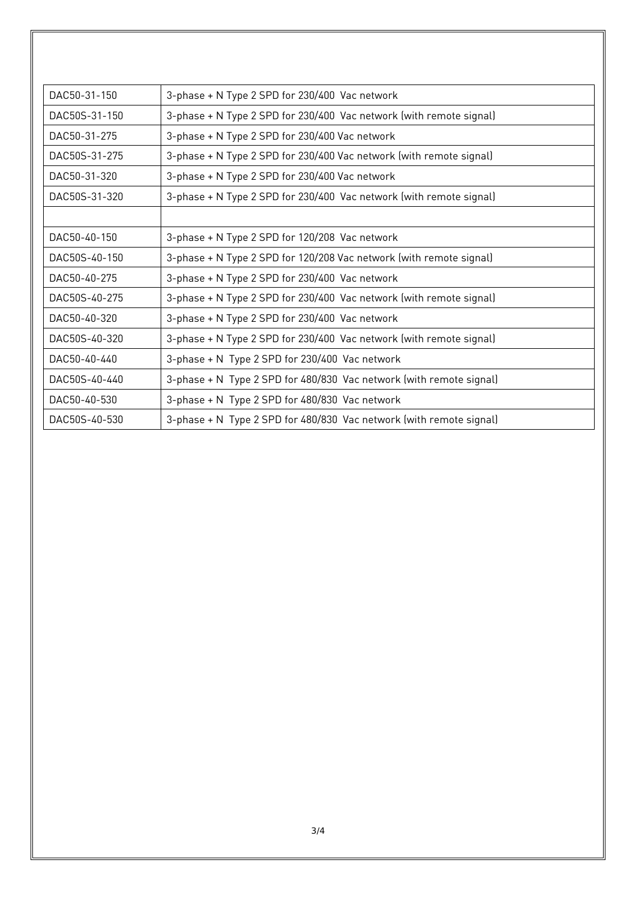| DAC50-31-150 | 3-phase + N Type 2 SPD for 230/400 Vac network |
|---|---|
| DAC50S-31-150 | 3-phase + N Type 2 SPD for 230/400 Vac network (with remote signal) |
| DAC50-31-275 | 3-phase + N Type 2 SPD for 230/400 Vac network |
| DAC50S-31-275 | 3-phase + N Type 2 SPD for 230/400 Vac network (with remote signal) |
| DAC50-31-320 | 3-phase + N Type 2 SPD for 230/400 Vac network |
| DAC50S-31-320 | 3-phase + N Type 2 SPD for 230/400 Vac network (with remote signal) |
| | |
| DAC50-40-150 | 3-phase + N Type 2 SPD for 120/208 Vac network |
| DAC50S-40-150 | 3-phase + N Type 2 SPD for 120/208 Vac network (with remote signal) |
| DAC50-40-275 | 3-phase + N Type 2 SPD for 230/400 Vac network |
| DAC50S-40-275 | 3-phase + N Type 2 SPD for 230/400 Vac network (with remote signal) |
| DAC50-40-320 | 3-phase + N Type 2 SPD for 230/400 Vac network |
| DAC50S-40-320 | 3-phase + N Type 2 SPD for 230/400 Vac network (with remote signal) |
| DAC50-40-440 | 3-phase + N Type 2 SPD for 230/400 Vac network |
| DAC50S-40-440 | 3-phase + N Type 2 SPD for 480/830 Vac network (with remote signal) |
| DAC50-40-530 | 3-phase + N Type 2 SPD for 480/830 Vac network |
| DAC50S-40-530 | 3-phase + N Type 2 SPD for 480/830 Vac network (with remote signal) |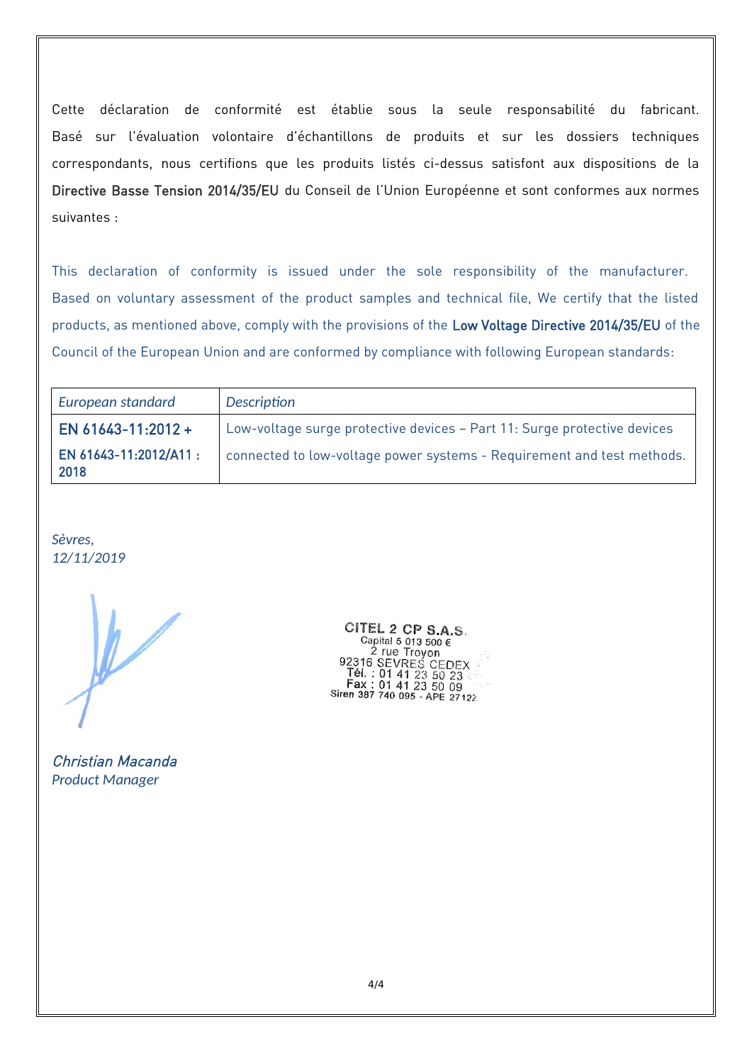Cette déclaration de conformité est établie sous la seule responsabilité du fabricant. Basé sur l'évaluation volontaire d'échantillons de produits et sur les dossiers techniques correspondants, nous certifions que les produits listés ci-dessus satisfont aux dispositions de la **Directive Basse Tension 2014/35/EU** du Conseil de l'Union Européenne et sont conformes aux normes suivantes :

This declaration of conformity is issued under the sole responsibility of the manufacturer. Based on voluntary assessment of the product samples and technical file, We certify that the listed products, as mentioned above, comply with the provisions of the **Low Voltage Directive 2014/35/EU** of the Council of the European Union and are conformed by compliance with following European standards:

| *European standard* | *Description* |
|---|---|
| EN 61643-11:2012 + EN 61643-11:2012/A11 : 2018 | Low-voltage surge protective devices – Part 11: Surge protective devices connected to low-voltage power systems - Requirement and test methods. |

*Sèvres,*
*12/11/2019*

CITEL 2 CP S.A.S.
Capital 5 013 500 €
2 rue Troyon
92316 SEVRES CEDEX
Tél. : 01 41 23 50 23
Fax : 01 41 23 50 09
Siren 387 740 095 - APE 2712Z

*Christian Macanda*
*Product Manager*